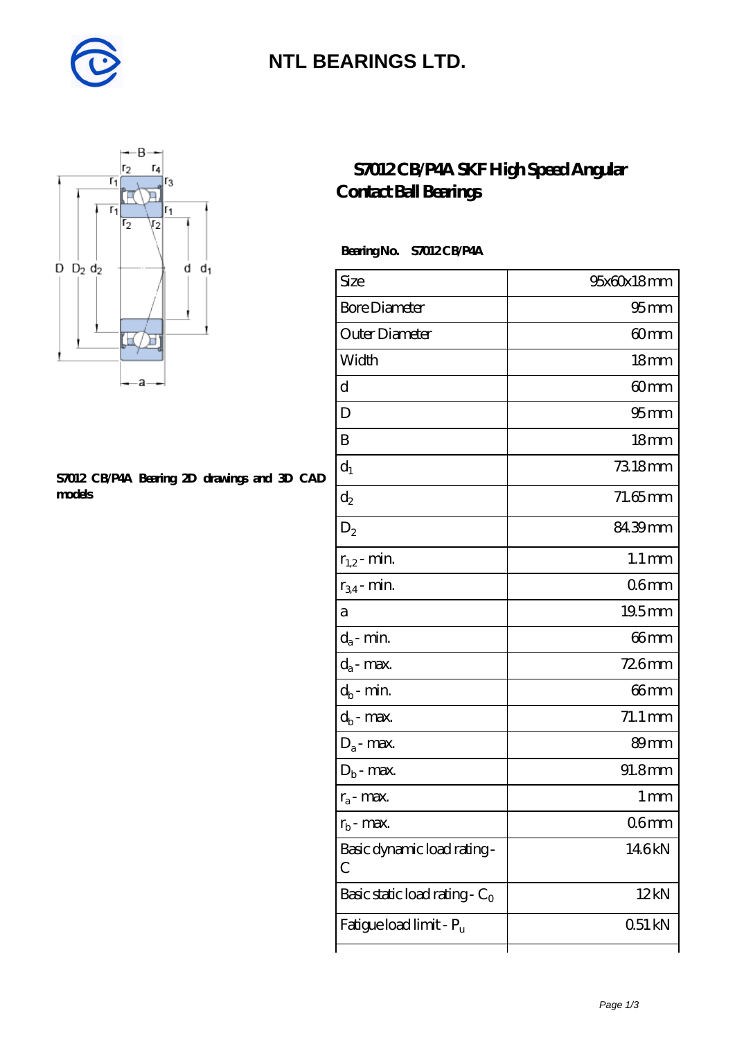# NTL BEARINGS LTD.

## S7012 CB/P4A SKF High Speed Angular Contact Ball Bearings

S7012 CB/P4A Bearing 2D drawings and 3D CAD models

**Bearing No.** S7012 CB/P4A

| Size | 95x60x18 mm |
|---|---|
| Bore Diameter | 95 mm |
| Outer Diameter | 60 mm |
| Width | 18 mm |
| d | 60 mm |
| D | 95 mm |
| B | 18 mm |
| $d_1$ | 73.18 mm |
| $d_2$ | 71.65 mm |
| $D_2$ | 84.39 mm |
| $r_{1,2}$ - min. | 1.1 mm |
| $r_{3,4}$ - min. | 0.6 mm |
| a | 19.5 mm |
| $d_a$ - min. | 66 mm |
| $d_a$ - max. | 72.6 mm |
| $d_b$ - min. | 66 mm |
| $d_b$ - max. | 71.1 mm |
| $D_a$ - max. | 89 mm |
| $D_b$ - max. | 91.8 mm |
| $r_a$ - max. | 1 mm |
| $r_b$ - max. | 0.6 mm |
| Basic dynamic load rating - C | 14.6 kN |
| Basic static load rating - $C_0$ | 12 kN |
| Fatigue load limit - $P_u$ | 0.51 kN |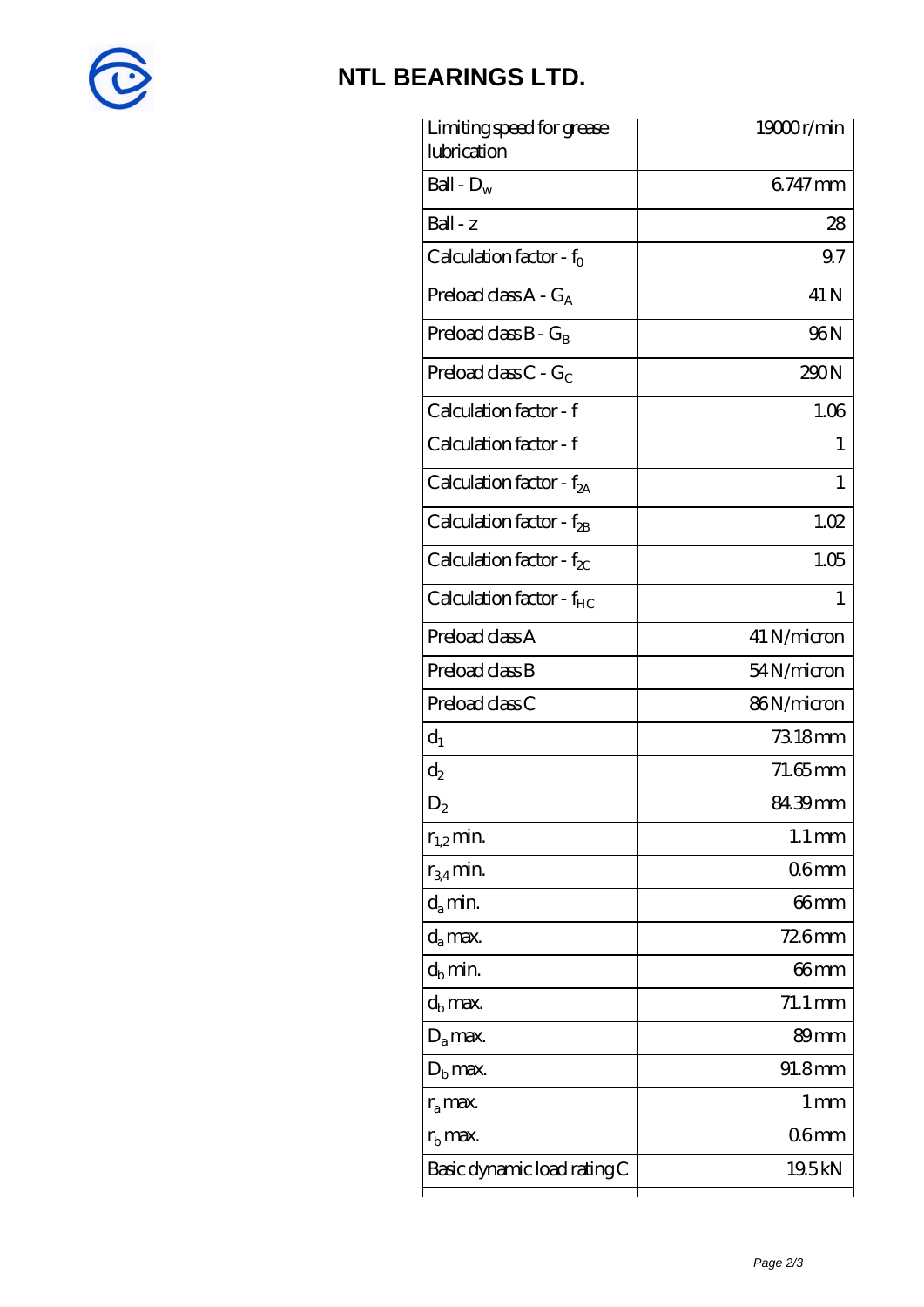# NTL BEARINGS LTD.

| | |
|---|---|
| Limiting speed for grease lubrication | 19000 r/min |
| Ball - $D_w$ | 6.747 mm |
| Ball - z | 28 |
| Calculation factor - $f_0$ | 9.7 |
| Preload class A - $G_A$ | 41 N |
| Preload class B - $G_B$ | 96 N |
| Preload class C - $G_C$ | 290 N |
| Calculation factor - f | 1.06 |
| Calculation factor - f | 1 |
| Calculation factor - $f_{2A}$ | 1 |
| Calculation factor - $f_{2B}$ | 1.02 |
| Calculation factor - $f_{2C}$ | 1.05 |
| Calculation factor - $f_{HC}$ | 1 |
| Preload class A | 41 N/micron |
| Preload class B | 54 N/micron |
| Preload class C | 86 N/micron |
| $d_1$ | 73.18 mm |
| $d_2$ | 71.65 mm |
| $D_2$ | 84.39 mm |
| $r_{1,2}$ min. | 1.1 mm |
| $r_{3,4}$ min. | 0.6 mm |
| $d_a$ min. | 66 mm |
| $d_a$ max. | 72.6 mm |
| $d_b$ min. | 66 mm |
| $d_b$ max. | 71.1 mm |
| $D_a$ max. | 89 mm |
| $D_b$ max. | 91.8 mm |
| $r_a$ max. | 1 mm |
| $r_b$ max. | 0.6 mm |
| Basic dynamic load rating C | 19.5 kN |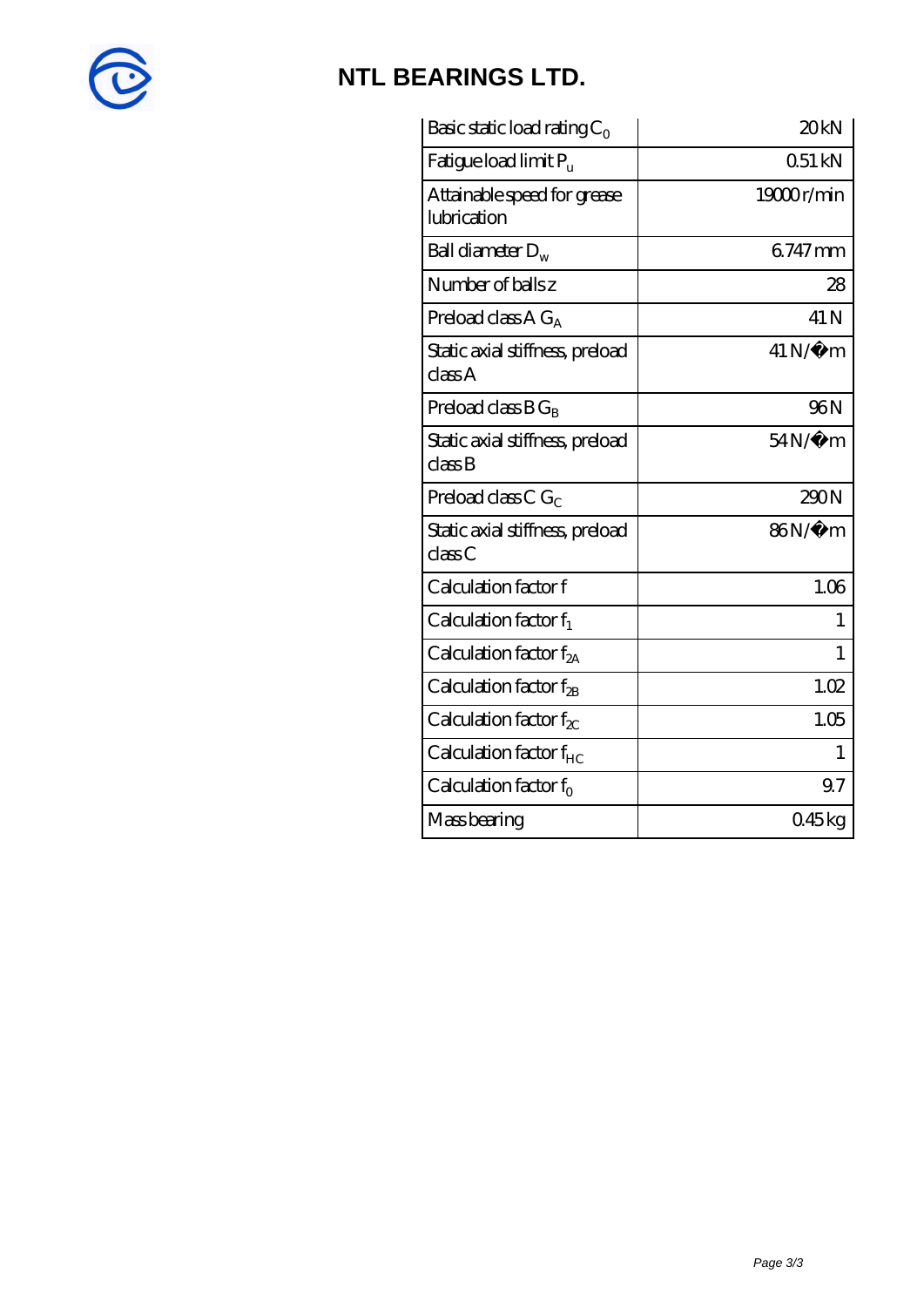# NTL BEARINGS LTD.

| | |
|---|---|
| Basic static load rating $C_0$ | 20 kN |
| Fatigue load limit $P_u$ | 0.51 kN |
| Attainable speed for grease lubrication | 19000 r/min |
| Ball diameter $D_w$ | 6.747 mm |
| Number of balls z | 28 |
| Preload class A $G_A$ | 41 N |
| Static axial stiffness, preload class A | 41 N/�m |
| Preload class B $G_B$ | 96 N |
| Static axial stiffness, preload class B | 54 N/�m |
| Preload class C $G_C$ | 290 N |
| Static axial stiffness, preload class C | 86 N/�m |
| Calculation factor f | 1.06 |
| Calculation factor $f_1$ | 1 |
| Calculation factor $f_{2A}$ | 1 |
| Calculation factor $f_{2B}$ | 1.02 |
| Calculation factor $f_{2C}$ | 1.05 |
| Calculation factor $f_{HC}$ | 1 |
| Calculation factor $f_0$ | 9.7 |
| Mass bearing | 0.45 kg |